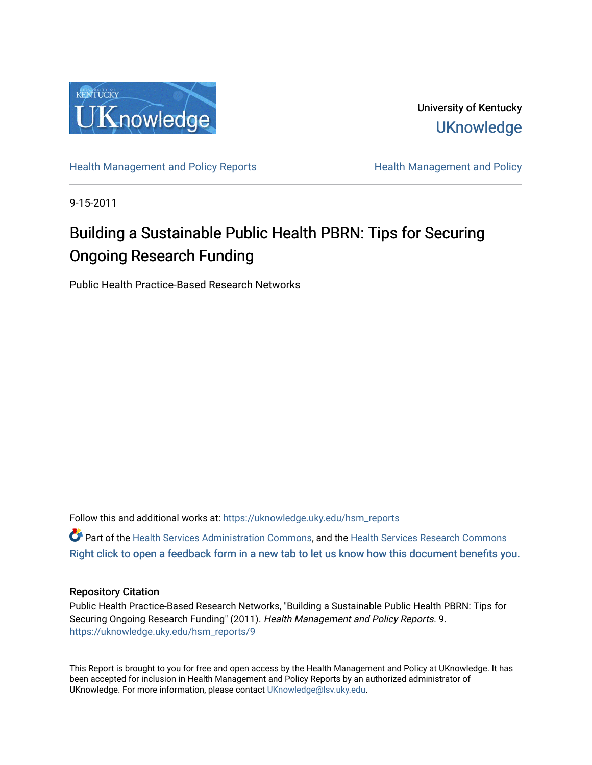University of Kentucky

UKnowledge

Health Management and Policy Reports | Health Management and Policy

9-15-2011

# Building a Sustainable Public Health PBRN: Tips for Securing Ongoing Research Funding

Public Health Practice-Based Research Networks

Follow this and additional works at: https://uknowledge.uky.edu/hsm_reports

Part of the Health Services Administration Commons, and the Health Services Research Commons

Right click to open a feedback form in a new tab to let us know how this document benefits you.

## Repository Citation

Public Health Practice-Based Research Networks, "Building a Sustainable Public Health PBRN: Tips for Securing Ongoing Research Funding" (2011). *Health Management and Policy Reports*. 9.
https://uknowledge.uky.edu/hsm_reports/9

This Report is brought to you for free and open access by the Health Management and Policy at UKnowledge. It has been accepted for inclusion in Health Management and Policy Reports by an authorized administrator of UKnowledge. For more information, please contact UKnowledge@lsv.uky.edu.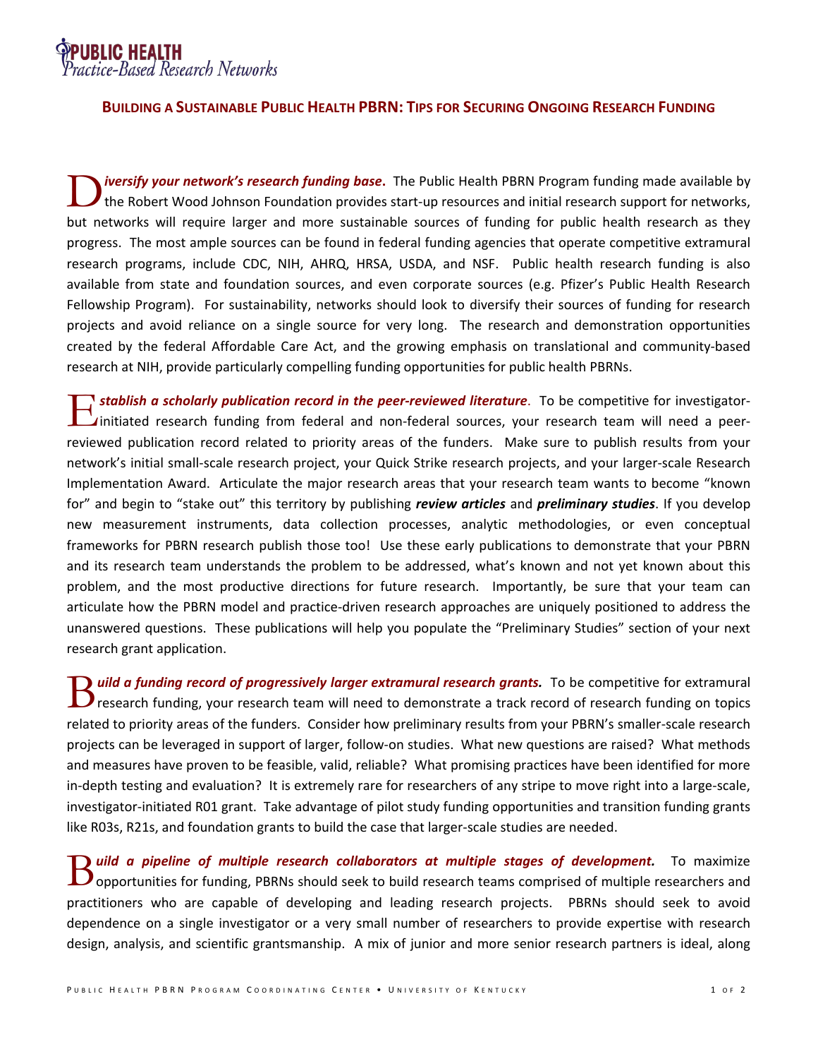**PUBLIC HEALTH**
*Practice-Based Research Networks*

## BUILDING A SUSTAINABLE PUBLIC HEALTH PBRN: TIPS FOR SECURING ONGOING RESEARCH FUNDING

***Diversify your network's research funding base.*** The Public Health PBRN Program funding made available by the Robert Wood Johnson Foundation provides start-up resources and initial research support for networks, but networks will require larger and more sustainable sources of funding for public health research as they progress. The most ample sources can be found in federal funding agencies that operate competitive extramural research programs, include CDC, NIH, AHRQ, HRSA, USDA, and NSF. Public health research funding is also available from state and foundation sources, and even corporate sources (e.g. Pfizer's Public Health Research Fellowship Program). For sustainability, networks should look to diversify their sources of funding for research projects and avoid reliance on a single source for very long. The research and demonstration opportunities created by the federal Affordable Care Act, and the growing emphasis on translational and community-based research at NIH, provide particularly compelling funding opportunities for public health PBRNs.

***Establish a scholarly publication record in the peer-reviewed literature.*** To be competitive for investigator-initiated research funding from federal and non-federal sources, your research team will need a peer-reviewed publication record related to priority areas of the funders. Make sure to publish results from your network's initial small-scale research project, your Quick Strike research projects, and your larger-scale Research Implementation Award. Articulate the major research areas that your research team wants to become "known for" and begin to "stake out" this territory by publishing ***review articles*** and ***preliminary studies***. If you develop new measurement instruments, data collection processes, analytic methodologies, or even conceptual frameworks for PBRN research publish those too! Use these early publications to demonstrate that your PBRN and its research team understands the problem to be addressed, what's known and not yet known about this problem, and the most productive directions for future research. Importantly, be sure that your team can articulate how the PBRN model and practice-driven research approaches are uniquely positioned to address the unanswered questions. These publications will help you populate the "Preliminary Studies" section of your next research grant application.

***Build a funding record of progressively larger extramural research grants.*** To be competitive for extramural research funding, your research team will need to demonstrate a track record of research funding on topics related to priority areas of the funders. Consider how preliminary results from your PBRN's smaller-scale research projects can be leveraged in support of larger, follow-on studies. What new questions are raised? What methods and measures have proven to be feasible, valid, reliable? What promising practices have been identified for more in-depth testing and evaluation? It is extremely rare for researchers of any stripe to move right into a large-scale, investigator-initiated R01 grant. Take advantage of pilot study funding opportunities and transition funding grants like R03s, R21s, and foundation grants to build the case that larger-scale studies are needed.

***Build a pipeline of multiple research collaborators at multiple stages of development.*** To maximize opportunities for funding, PBRNs should seek to build research teams comprised of multiple researchers and practitioners who are capable of developing and leading research projects. PBRNs should seek to avoid dependence on a single investigator or a very small number of researchers to provide expertise with research design, analysis, and scientific grantsmanship. A mix of junior and more senior research partners is ideal, along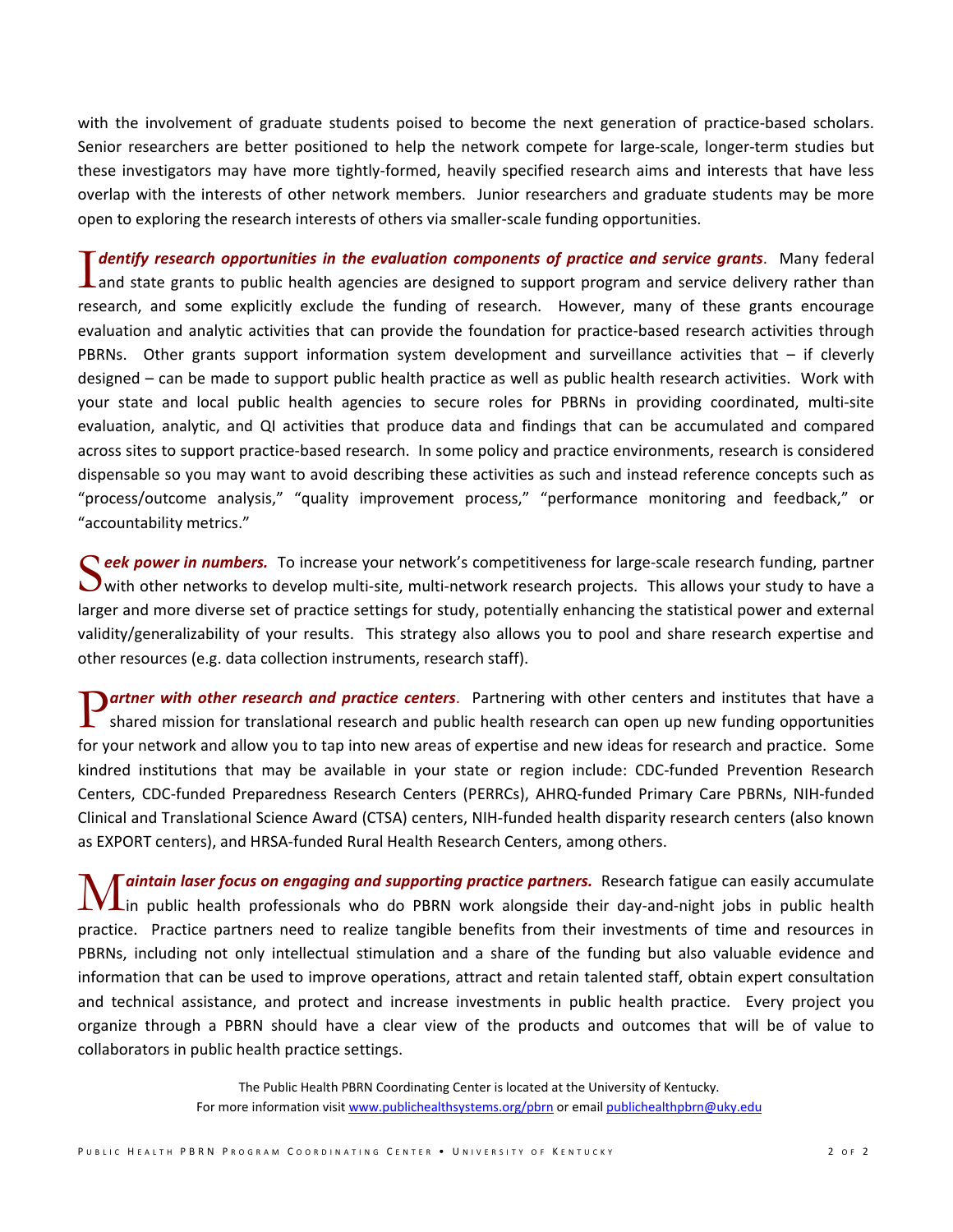with the involvement of graduate students poised to become the next generation of practice-based scholars. Senior researchers are better positioned to help the network compete for large-scale, longer-term studies but these investigators may have more tightly-formed, heavily specified research aims and interests that have less overlap with the interests of other network members. Junior researchers and graduate students may be more open to exploring the research interests of others via smaller-scale funding opportunities.

***Identify research opportunities in the evaluation components of practice and service grants***. Many federal and state grants to public health agencies are designed to support program and service delivery rather than research, and some explicitly exclude the funding of research. However, many of these grants encourage evaluation and analytic activities that can provide the foundation for practice-based research activities through PBRNs. Other grants support information system development and surveillance activities that – if cleverly designed – can be made to support public health practice as well as public health research activities. Work with your state and local public health agencies to secure roles for PBRNs in providing coordinated, multi-site evaluation, analytic, and QI activities that produce data and findings that can be accumulated and compared across sites to support practice-based research. In some policy and practice environments, research is considered dispensable so you may want to avoid describing these activities as such and instead reference concepts such as "process/outcome analysis," "quality improvement process," "performance monitoring and feedback," or "accountability metrics."

***Seek power in numbers.*** To increase your network's competitiveness for large-scale research funding, partner with other networks to develop multi-site, multi-network research projects. This allows your study to have a larger and more diverse set of practice settings for study, potentially enhancing the statistical power and external validity/generalizability of your results. This strategy also allows you to pool and share research expertise and other resources (e.g. data collection instruments, research staff).

***Partner with other research and practice centers***. Partnering with other centers and institutes that have a shared mission for translational research and public health research can open up new funding opportunities for your network and allow you to tap into new areas of expertise and new ideas for research and practice. Some kindred institutions that may be available in your state or region include: CDC-funded Prevention Research Centers, CDC-funded Preparedness Research Centers (PERRCs), AHRQ-funded Primary Care PBRNs, NIH-funded Clinical and Translational Science Award (CTSA) centers, NIH-funded health disparity research centers (also known as EXPORT centers), and HRSA-funded Rural Health Research Centers, among others.

***Maintain laser focus on engaging and supporting practice partners.*** Research fatigue can easily accumulate in public health professionals who do PBRN work alongside their day-and-night jobs in public health practice. Practice partners need to realize tangible benefits from their investments of time and resources in PBRNs, including not only intellectual stimulation and a share of the funding but also valuable evidence and information that can be used to improve operations, attract and retain talented staff, obtain expert consultation and technical assistance, and protect and increase investments in public health practice. Every project you organize through a PBRN should have a clear view of the products and outcomes that will be of value to collaborators in public health practice settings.

The Public Health PBRN Coordinating Center is located at the University of Kentucky.
For more information visit [www.publichealthsystems.org/pbrn](www.publichealthsystems.org/pbrn) or email [publichealthpbrn@uky.edu](mailto:publichealthpbrn@uky.edu)